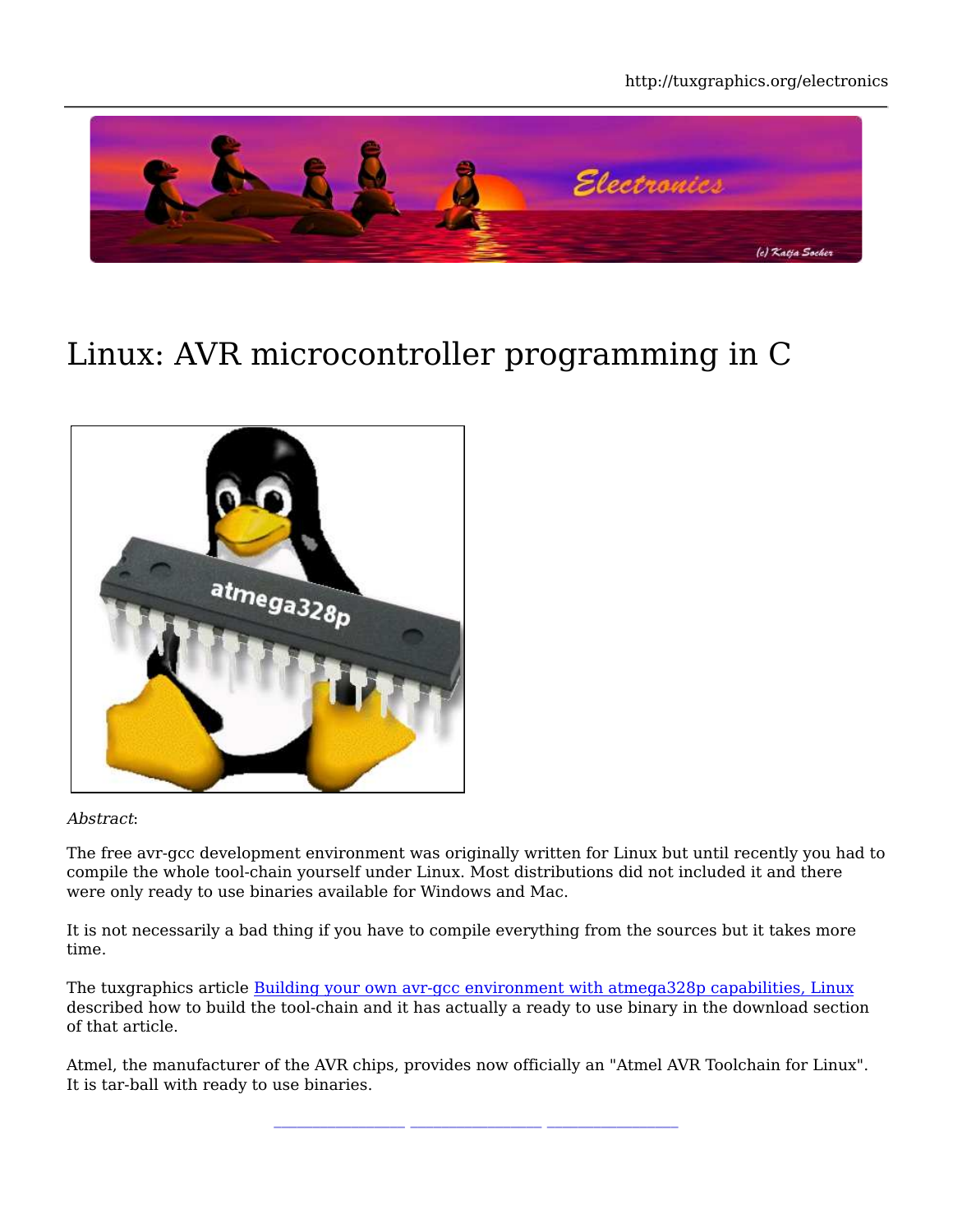# Linux: AVR microcontroller programming in C

*Abstract*:

The free avr-gcc development environment was originally written for Linux but until recently you had to compile the whole tool-chain yourself under Linux. Most distributions did not included it and there were only ready to use binaries available for Windows and Mac.

It is not necessarily a bad thing if you have to compile everything from the sources but it takes more time.

The tuxgraphics article [Building your own avr-gcc environment with atmega328p capabilities, Linux] described how to build the tool-chain and it has actually a ready to use binary in the download section of that article.

Atmel, the manufacturer of the AVR chips, provides now officially an "Atmel AVR Toolchain for Linux". It is tar-ball with ready to use binaries.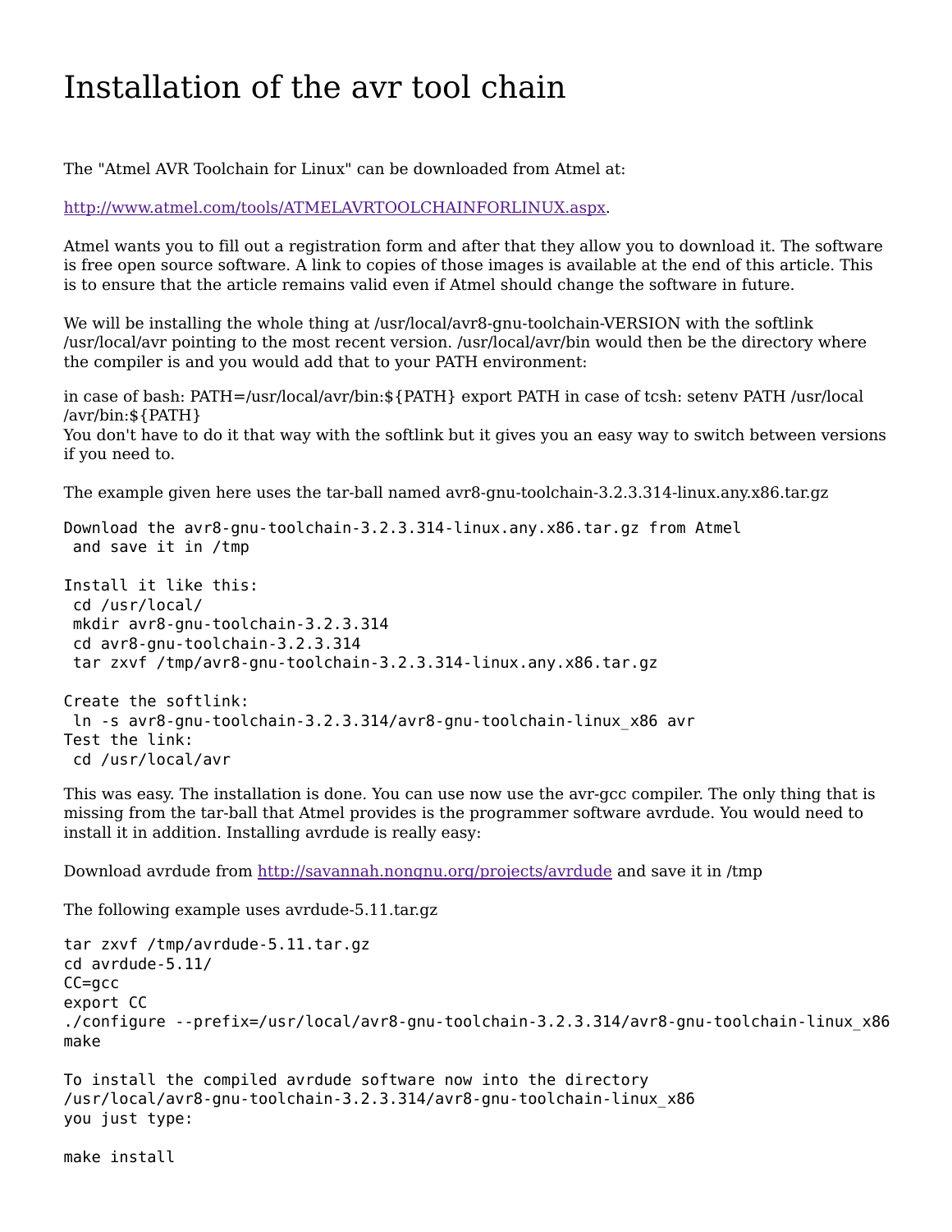# Installation of the avr tool chain

The "Atmel AVR Toolchain for Linux" can be downloaded from Atmel at:

[http://www.atmel.com/tools/ATMELAVRTOOLCHAINFORLINUX.aspx](http://www.atmel.com/tools/ATMELAVRTOOLCHAINFORLINUX.aspx).

Atmel wants you to fill out a registration form and after that they allow you to download it. The software is free open source software. A link to copies of those images is available at the end of this article. This is to ensure that the article remains valid even if Atmel should change the software in future.

We will be installing the whole thing at /usr/local/avr8-gnu-toolchain-VERSION with the softlink /usr/local/avr pointing to the most recent version. /usr/local/avr/bin would then be the directory where the compiler is and you would add that to your PATH environment:

in case of bash: PATH=/usr/local/avr/bin:${PATH} export PATH in case of tcsh: setenv PATH /usr/local/avr/bin:${PATH}
You don't have to do it that way with the softlink but it gives you an easy way to switch between versions if you need to.

The example given here uses the tar-ball named avr8-gnu-toolchain-3.2.3.314-linux.any.x86.tar.gz

```
Download the avr8-gnu-toolchain-3.2.3.314-linux.any.x86.tar.gz from Atmel
 and save it in /tmp

Install it like this:
 cd /usr/local/
 mkdir avr8-gnu-toolchain-3.2.3.314
 cd avr8-gnu-toolchain-3.2.3.314
 tar zxvf /tmp/avr8-gnu-toolchain-3.2.3.314-linux.any.x86.tar.gz

Create the softlink:
 ln -s avr8-gnu-toolchain-3.2.3.314/avr8-gnu-toolchain-linux_x86 avr
Test the link:
 cd /usr/local/avr
```

This was easy. The installation is done. You can use now use the avr-gcc compiler. The only thing that is missing from the tar-ball that Atmel provides is the programmer software avrdude. You would need to install it in addition. Installing avrdude is really easy:

Download avrdude from [http://savannah.nongnu.org/projects/avrdude](http://savannah.nongnu.org/projects/avrdude) and save it in /tmp

The following example uses avrdude-5.11.tar.gz

```
tar zxvf /tmp/avrdude-5.11.tar.gz
cd avrdude-5.11/
CC=gcc
export CC
./configure --prefix=/usr/local/avr8-gnu-toolchain-3.2.3.314/avr8-gnu-toolchain-linux_x86
make

To install the compiled avrdude software now into the directory
/usr/local/avr8-gnu-toolchain-3.2.3.314/avr8-gnu-toolchain-linux_x86
you just type:

make install
```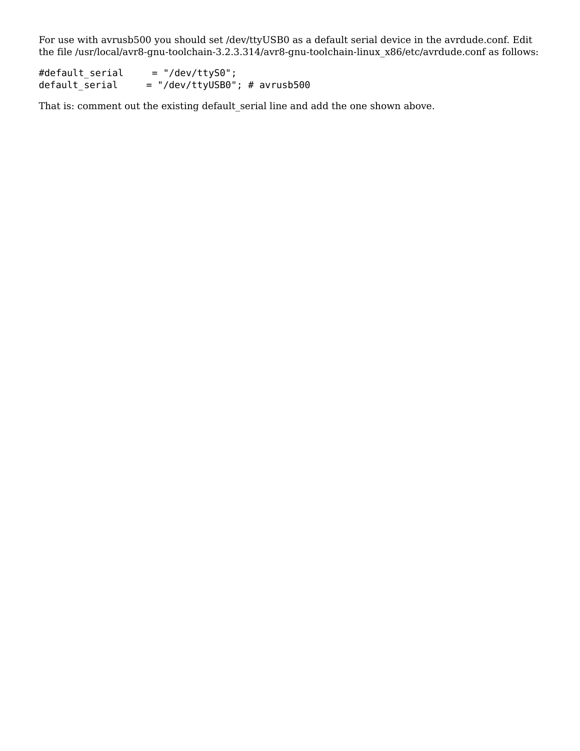For use with avrusb500 you should set /dev/ttyUSB0 as a default serial device in the avrdude.conf. Edit the file /usr/local/avr8-gnu-toolchain-3.2.3.314/avr8-gnu-toolchain-linux_x86/etc/avrdude.conf as follows:

```
#default_serial     = "/dev/ttyS0";
default_serial     = "/dev/ttyUSB0"; # avrusb500
```

That is: comment out the existing default_serial line and add the one shown above.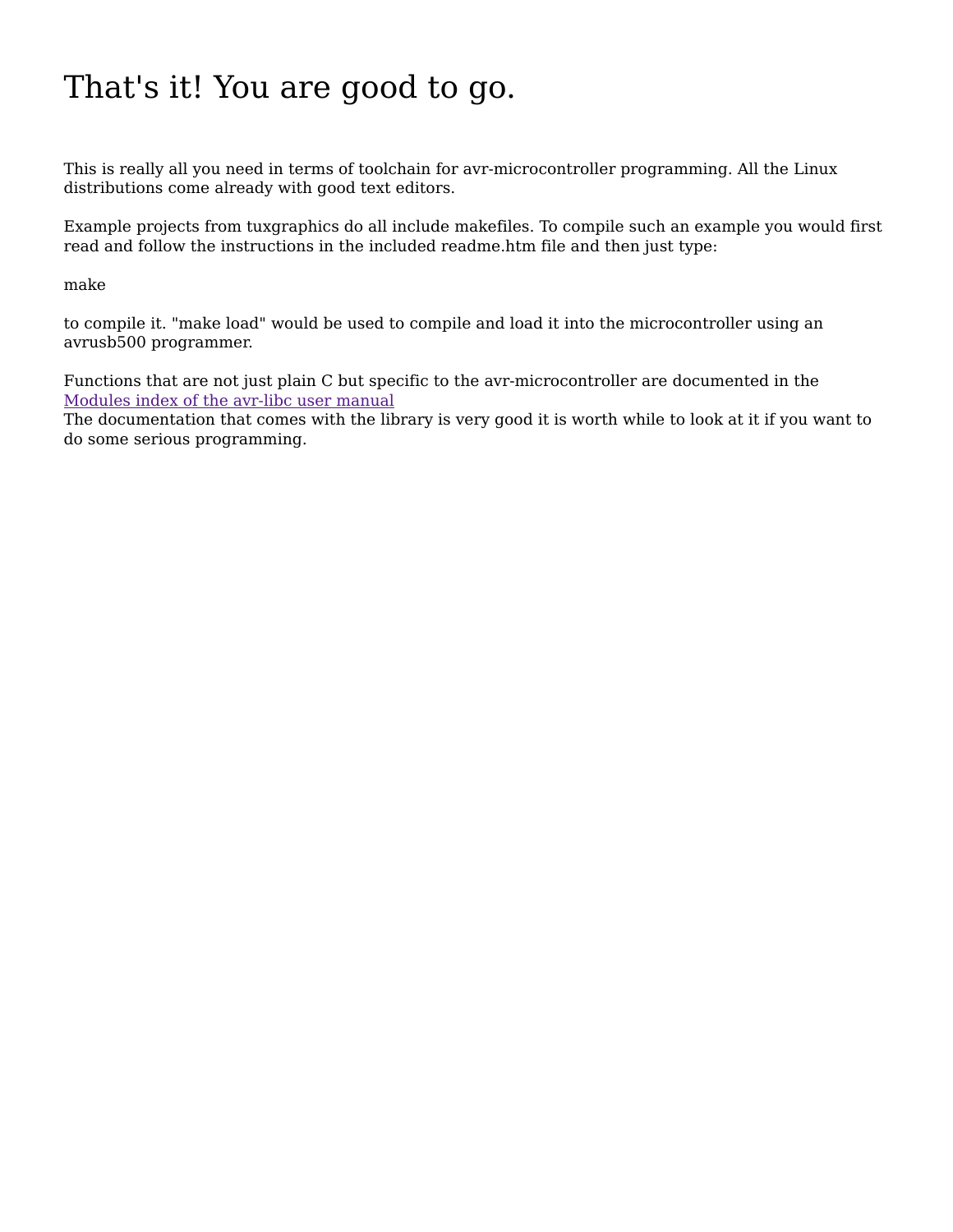# That's it! You are good to go.

This is really all you need in terms of toolchain for avr-microcontroller programming. All the Linux distributions come already with good text editors.

Example projects from tuxgraphics do all include makefiles. To compile such an example you would first read and follow the instructions in the included readme.htm file and then just type:

```
make
```

to compile it. "make load" would be used to compile and load it into the microcontroller using an avrusb500 programmer.

Functions that are not just plain C but specific to the avr-microcontroller are documented in the Modules index of the avr-libc user manual
The documentation that comes with the library is very good it is worth while to look at it if you want to do some serious programming.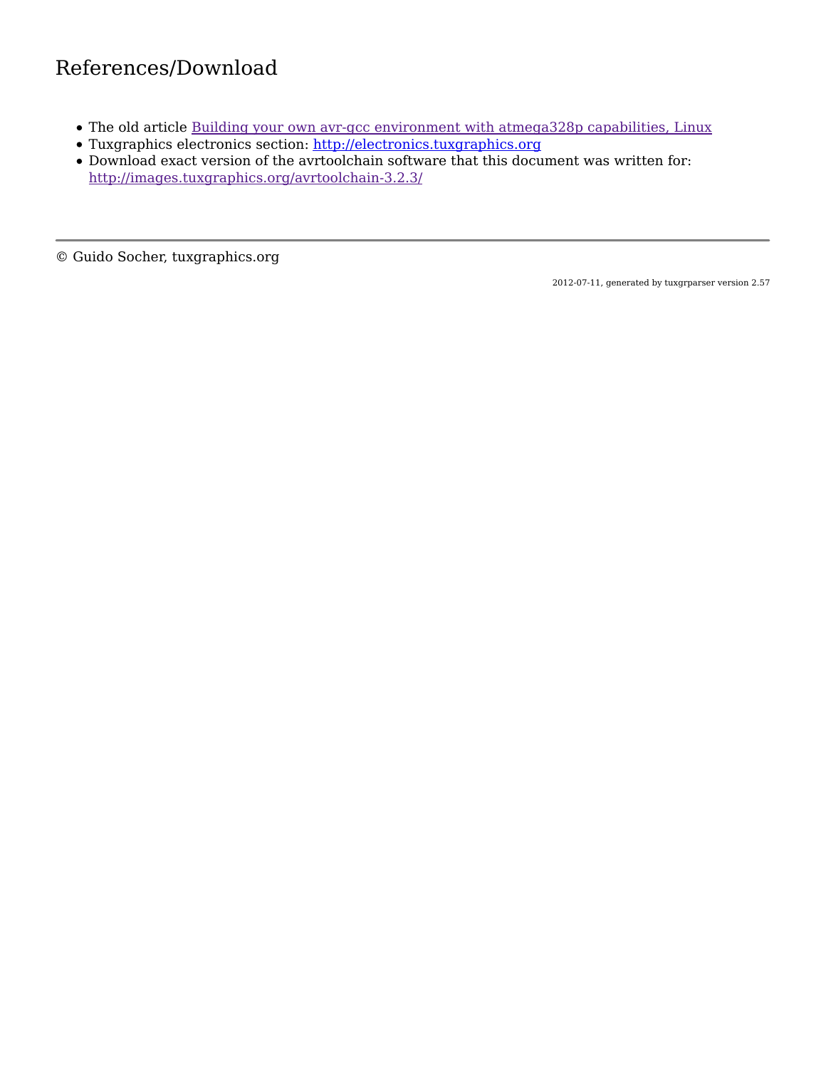# References/Download

- The old article Building your own avr-gcc environment with atmega328p capabilities, Linux
- Tuxgraphics electronics section: http://electronics.tuxgraphics.org
- Download exact version of the avrtoolchain software that this document was written for: http://images.tuxgraphics.org/avrtoolchain-3.2.3/

---

© Guido Socher, tuxgraphics.org

2012-07-11, generated by tuxgrparser version 2.57